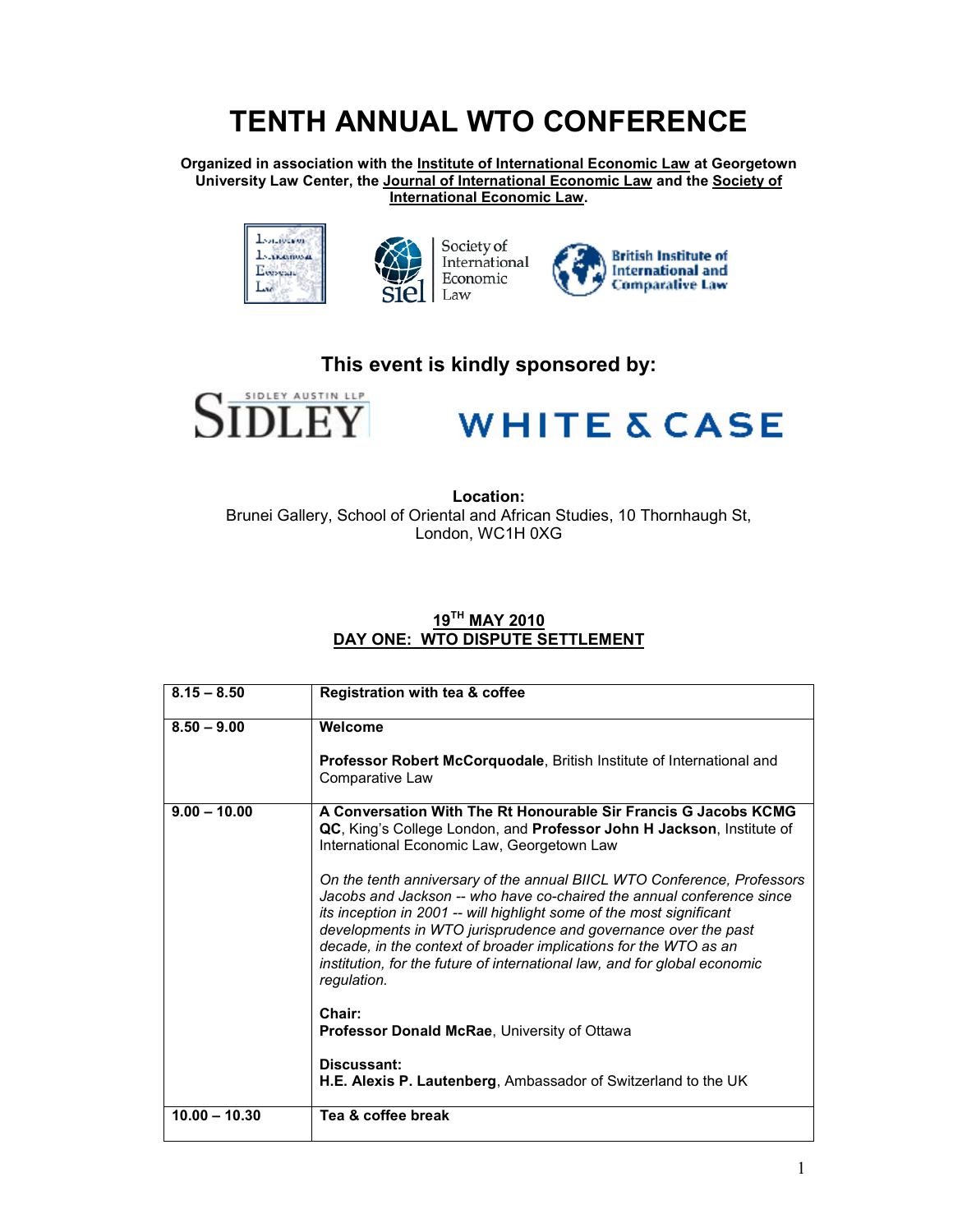# TENTH ANNUAL WTO CONFERENCE

**Organized in association with the Institute of International Economic Law at Georgetown University Law Center, the Journal of International Economic Law and the Society of International Economic Law.**

## This event is kindly sponsored by:

**Location:**
Brunei Gallery, School of Oriental and African Studies, 10 Thornhaugh St, London, WC1H 0XG

## 19TH MAY 2010
## DAY ONE: WTO DISPUTE SETTLEMENT

| | |
|---|---|
| **8.15 – 8.50** | **Registration with tea & coffee** |
| **8.50 – 9.00** | **Welcome**<br><br>**Professor Robert McCorquodale**, British Institute of International and Comparative Law |
| **9.00 – 10.00** | **A Conversation With The Rt Honourable Sir Francis G Jacobs KCMG QC**, King's College London, and **Professor John H Jackson**, Institute of International Economic Law, Georgetown Law<br><br>*On the tenth anniversary of the annual BIICL WTO Conference, Professors Jacobs and Jackson -- who have co-chaired the annual conference since its inception in 2001 -- will highlight some of the most significant developments in WTO jurisprudence and governance over the past decade, in the context of broader implications for the WTO as an institution, for the future of international law, and for global economic regulation.*<br><br>**Chair:**<br>**Professor Donald McRae**, University of Ottawa<br><br>**Discussant:**<br>**H.E. Alexis P. Lautenberg**, Ambassador of Switzerland to the UK |
| **10.00 – 10.30** | **Tea & coffee break** |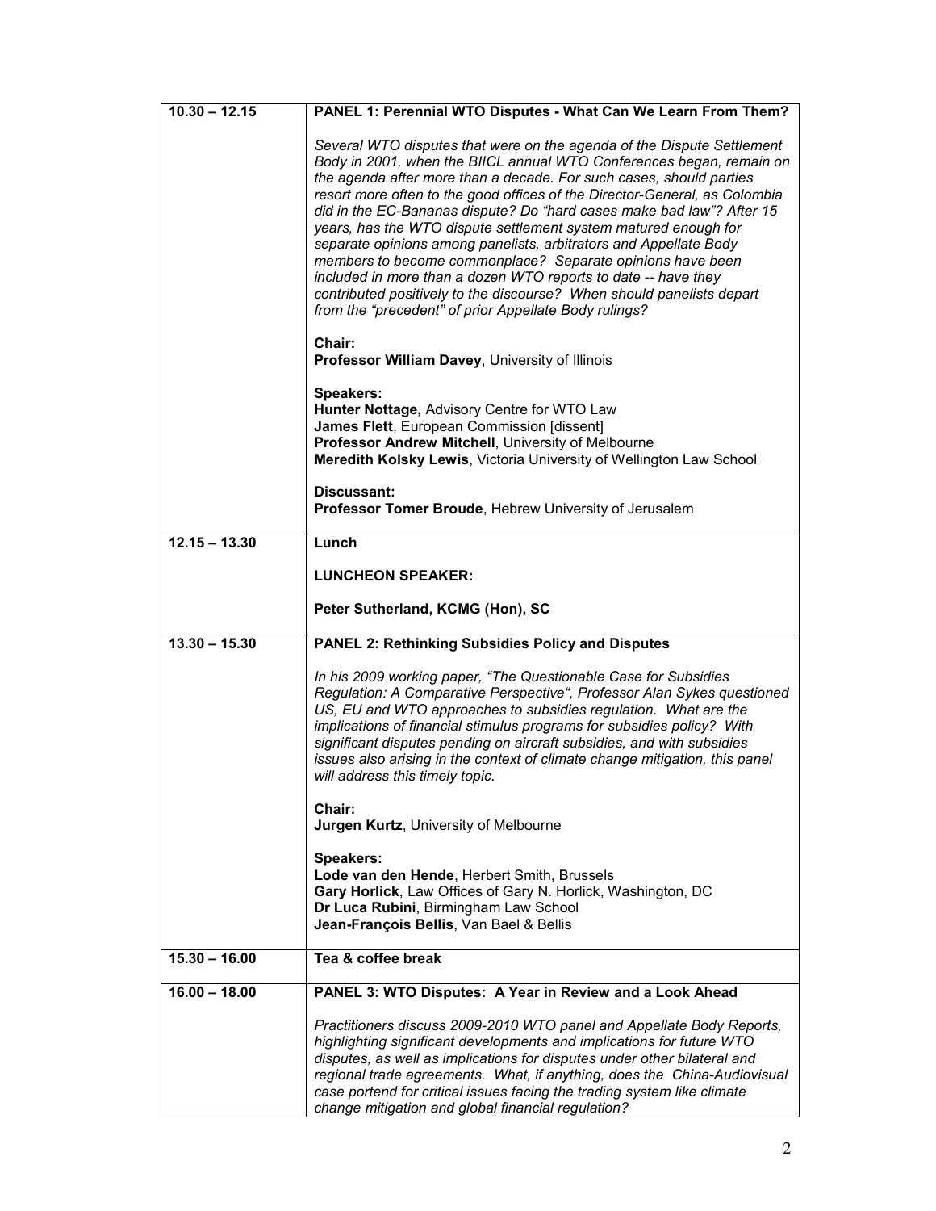| | |
|---|---|
| **10.30 – 12.15** | **PANEL 1: Perennial WTO Disputes - What Can We Learn From Them?**<br><br>*Several WTO disputes that were on the agenda of the Dispute Settlement Body in 2001, when the BIICL annual WTO Conferences began, remain on the agenda after more than a decade. For such cases, should parties resort more often to the good offices of the Director-General, as Colombia did in the EC-Bananas dispute? Do "hard cases make bad law"? After 15 years, has the WTO dispute settlement system matured enough for separate opinions among panelists, arbitrators and Appellate Body members to become commonplace? Separate opinions have been included in more than a dozen WTO reports to date -- have they contributed positively to the discourse? When should panelists depart from the "precedent" of prior Appellate Body rulings?*<br><br>**Chair:**<br>**Professor William Davey**, University of Illinois<br><br>**Speakers:**<br>**Hunter Nottage,** Advisory Centre for WTO Law<br>**James Flett**, European Commission [dissent]<br>**Professor Andrew Mitchell**, University of Melbourne<br>**Meredith Kolsky Lewis**, Victoria University of Wellington Law School<br><br>**Discussant:**<br>**Professor Tomer Broude**, Hebrew University of Jerusalem |
| **12.15 – 13.30** | **Lunch**<br><br>**LUNCHEON SPEAKER:**<br><br>**Peter Sutherland, KCMG (Hon), SC** |
| **13.30 – 15.30** | **PANEL 2: Rethinking Subsidies Policy and Disputes**<br><br>*In his 2009 working paper, "The Questionable Case for Subsidies Regulation: A Comparative Perspective", Professor Alan Sykes questioned US, EU and WTO approaches to subsidies regulation. What are the implications of financial stimulus programs for subsidies policy? With significant disputes pending on aircraft subsidies, and with subsidies issues also arising in the context of climate change mitigation, this panel will address this timely topic.*<br><br>**Chair:**<br>**Jurgen Kurtz**, University of Melbourne<br><br>**Speakers:**<br>**Lode van den Hende**, Herbert Smith, Brussels<br>**Gary Horlick**, Law Offices of Gary N. Horlick, Washington, DC<br>**Dr Luca Rubini**, Birmingham Law School<br>**Jean-François Bellis**, Van Bael & Bellis |
| **15.30 – 16.00** | **Tea & coffee break** |
| **16.00 – 18.00** | **PANEL 3: WTO Disputes: A Year in Review and a Look Ahead**<br><br>*Practitioners discuss 2009-2010 WTO panel and Appellate Body Reports, highlighting significant developments and implications for future WTO disputes, as well as implications for disputes under other bilateral and regional trade agreements. What, if anything, does the China-Audiovisual case portend for critical issues facing the trading system like climate change mitigation and global financial regulation?* |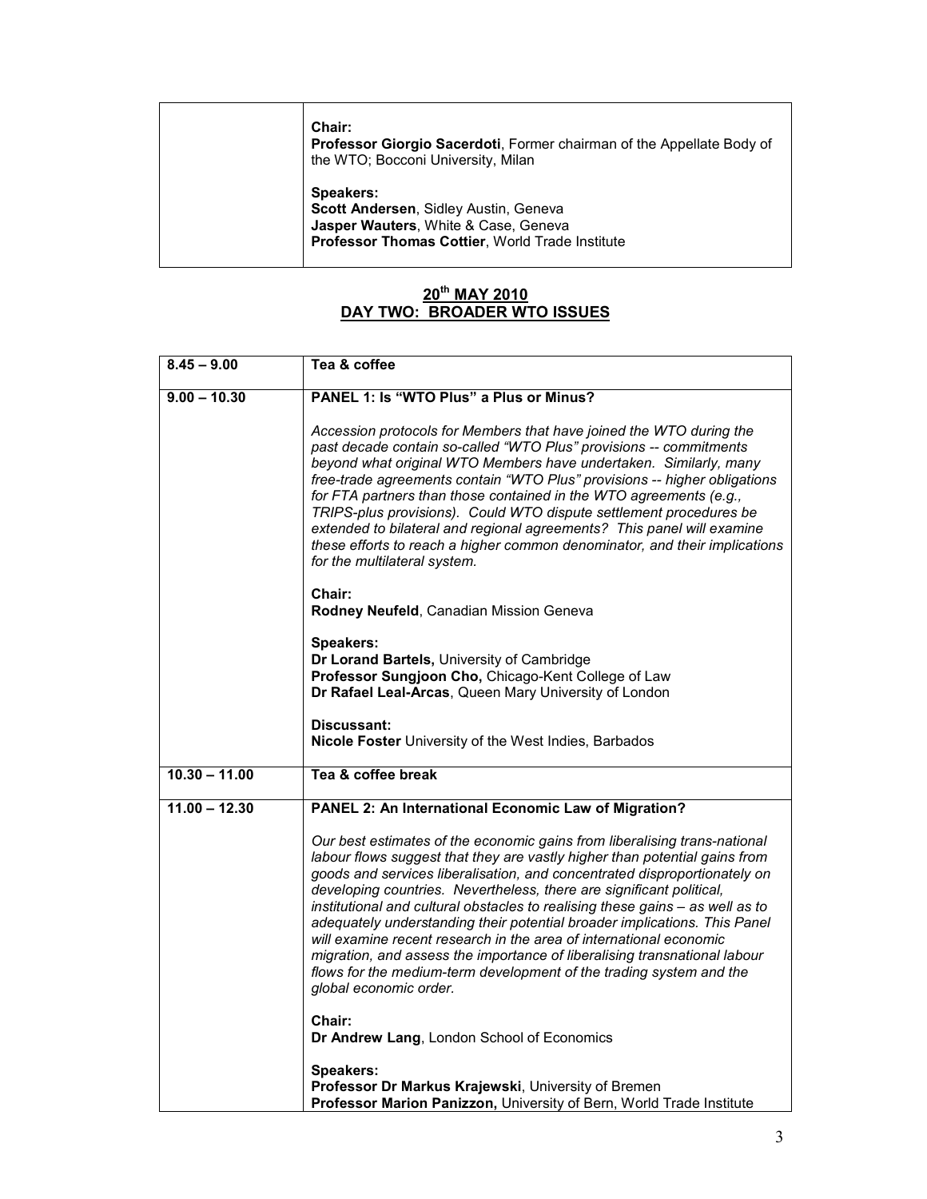| | |
|---|---|
| | **Chair:**<br>**Professor Giorgio Sacerdoti**, Former chairman of the Appellate Body of the WTO; Bocconi University, Milan<br><br>**Speakers:**<br>**Scott Andersen**, Sidley Austin, Geneva<br>**Jasper Wauters**, White & Case, Geneva<br>**Professor Thomas Cottier**, World Trade Institute |

## 20th MAY 2010
## DAY TWO: BROADER WTO ISSUES

| | |
|---|---|
| **8.45 – 9.00** | **Tea & coffee** |
| **9.00 – 10.30** | **PANEL 1: Is "WTO Plus" a Plus or Minus?**<br><br>*Accession protocols for Members that have joined the WTO during the past decade contain so-called "WTO Plus" provisions -- commitments beyond what original WTO Members have undertaken. Similarly, many free-trade agreements contain "WTO Plus" provisions -- higher obligations for FTA partners than those contained in the WTO agreements (e.g., TRIPS-plus provisions). Could WTO dispute settlement procedures be extended to bilateral and regional agreements? This panel will examine these efforts to reach a higher common denominator, and their implications for the multilateral system.*<br><br>**Chair:**<br>**Rodney Neufeld**, Canadian Mission Geneva<br><br>**Speakers:**<br>**Dr Lorand Bartels,** University of Cambridge<br>**Professor Sungjoon Cho,** Chicago-Kent College of Law<br>**Dr Rafael Leal-Arcas**, Queen Mary University of London<br><br>**Discussant:**<br>**Nicole Foster** University of the West Indies, Barbados |
| **10.30 – 11.00** | **Tea & coffee break** |
| **11.00 – 12.30** | **PANEL 2: An International Economic Law of Migration?**<br><br>*Our best estimates of the economic gains from liberalising trans-national labour flows suggest that they are vastly higher than potential gains from goods and services liberalisation, and concentrated disproportionately on developing countries. Nevertheless, there are significant political, institutional and cultural obstacles to realising these gains – as well as to adequately understanding their potential broader implications. This Panel will examine recent research in the area of international economic migration, and assess the importance of liberalising transnational labour flows for the medium-term development of the trading system and the global economic order.*<br><br>**Chair:**<br>**Dr Andrew Lang**, London School of Economics<br><br>**Speakers:**<br>**Professor Dr Markus Krajewski**, University of Bremen<br>**Professor Marion Panizzon,** University of Bern, World Trade Institute |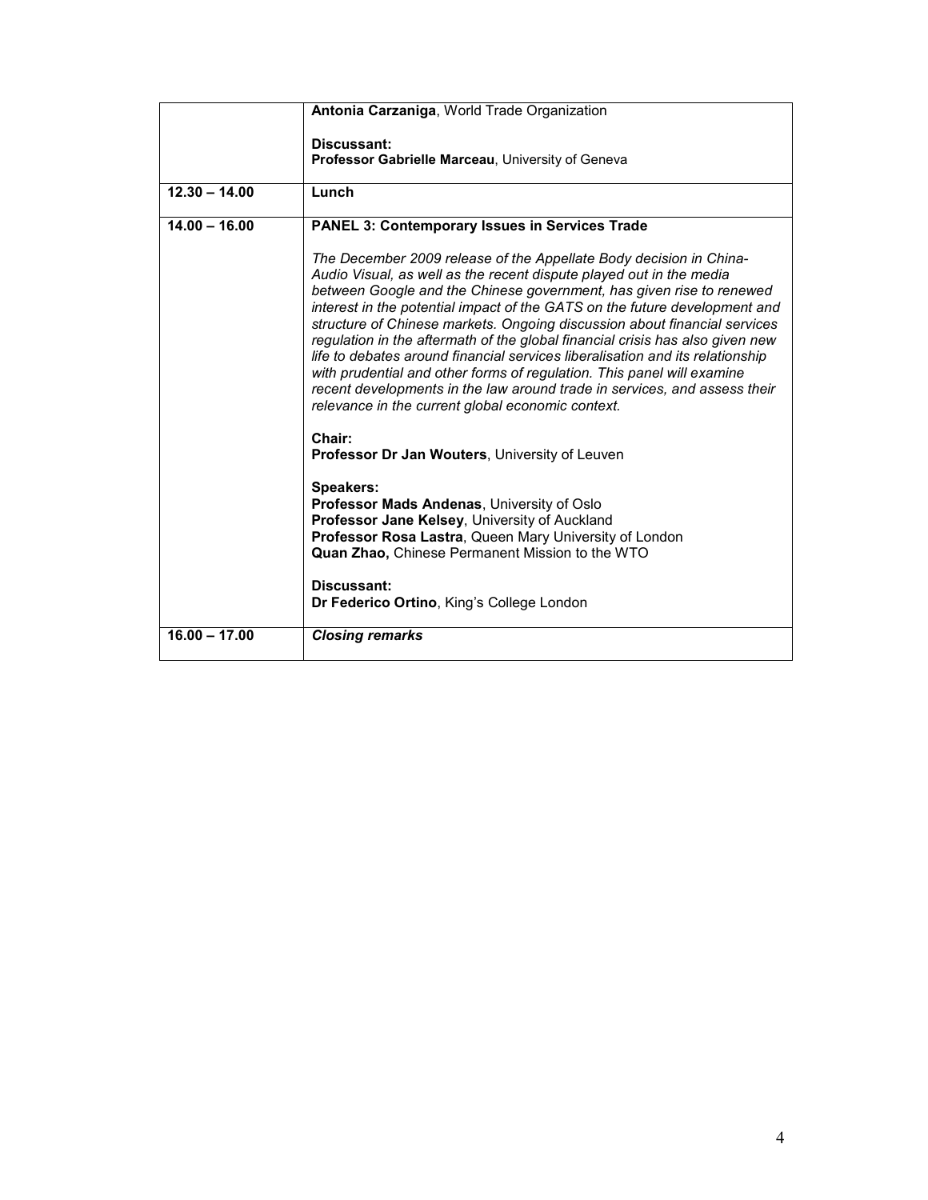| | |
|---|---|
| | **Antonia Carzaniga**, World Trade Organization<br><br>**Discussant:**<br>**Professor Gabrielle Marceau**, University of Geneva |
| **12.30 – 14.00** | **Lunch** |
| **14.00 – 16.00** | **PANEL 3: Contemporary Issues in Services Trade**<br><br>*The December 2009 release of the Appellate Body decision in China-Audio Visual, as well as the recent dispute played out in the media between Google and the Chinese government, has given rise to renewed interest in the potential impact of the GATS on the future development and structure of Chinese markets. Ongoing discussion about financial services regulation in the aftermath of the global financial crisis has also given new life to debates around financial services liberalisation and its relationship with prudential and other forms of regulation. This panel will examine recent developments in the law around trade in services, and assess their relevance in the current global economic context.*<br><br>**Chair:**<br>**Professor Dr Jan Wouters**, University of Leuven<br><br>**Speakers:**<br>**Professor Mads Andenas**, University of Oslo<br>**Professor Jane Kelsey**, University of Auckland<br>**Professor Rosa Lastra**, Queen Mary University of London<br>**Quan Zhao,** Chinese Permanent Mission to the WTO<br><br>**Discussant:**<br>**Dr Federico Ortino**, King's College London |
| **16.00 – 17.00** | ***Closing remarks*** |